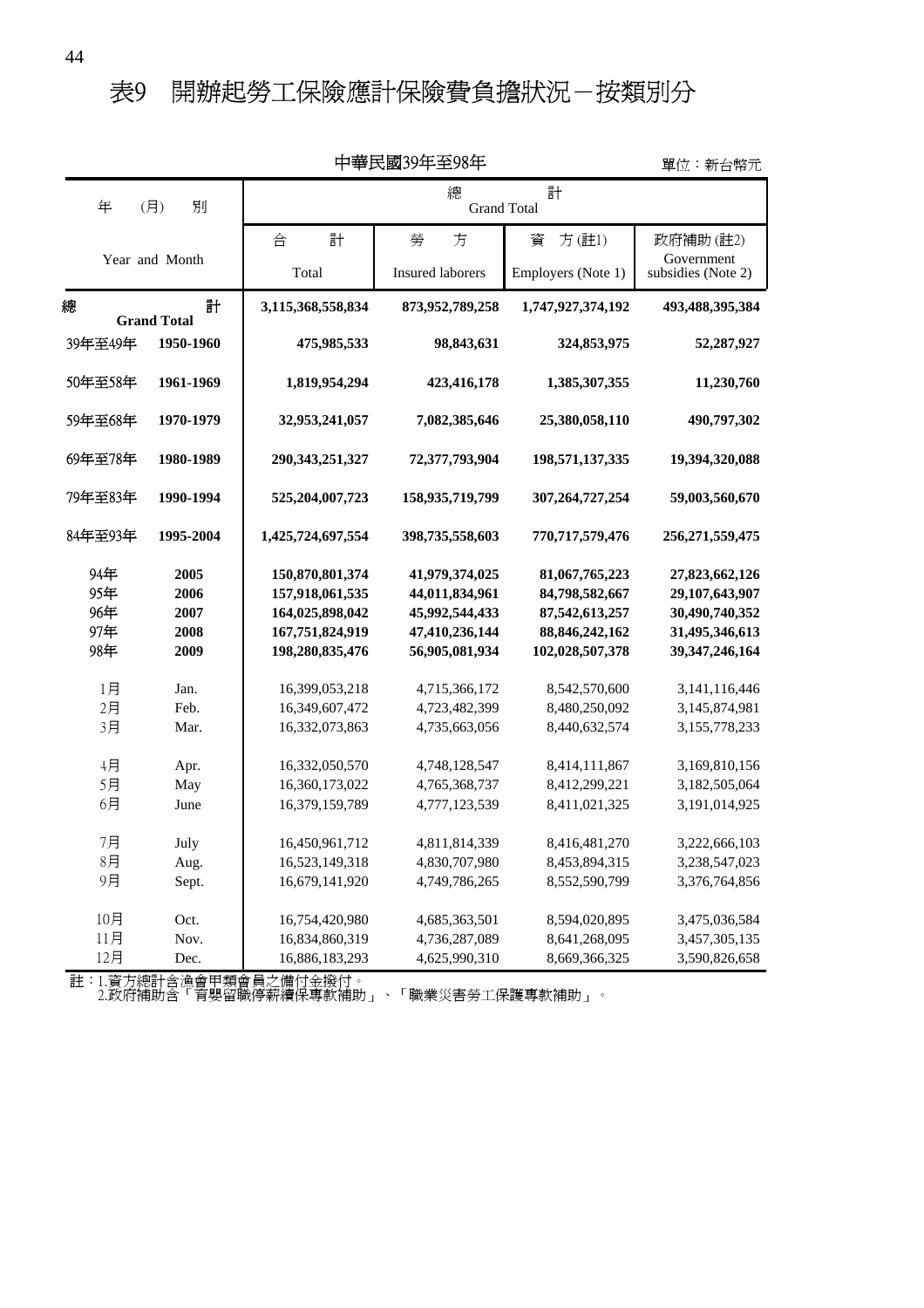# 表9　開辦起勞工保險應計保險費負擔狀況－按類別分

中華民國39年至98年

單位：新台幣元

| 年　(月)　別 Year and Month | | 總計 Grand Total 合計 Total | 勞方 Insured laborers | 資方(註1) Employers (Note 1) | 政府補助(註2) Government subsidies (Note 2) |
|---|---|---|---|---|---|
| **總計** | **Grand Total** | **3,115,368,558,834** | **873,952,789,258** | **1,747,927,374,192** | **493,488,395,384** |
| 39年至49年 | **1950-1960** | **475,985,533** | **98,843,631** | **324,853,975** | **52,287,927** |
| 50年至58年 | **1961-1969** | **1,819,954,294** | **423,416,178** | **1,385,307,355** | **11,230,760** |
| 59年至68年 | **1970-1979** | **32,953,241,057** | **7,082,385,646** | **25,380,058,110** | **490,797,302** |
| 69年至78年 | **1980-1989** | **290,343,251,327** | **72,377,793,904** | **198,571,137,335** | **19,394,320,088** |
| 79年至83年 | **1990-1994** | **525,204,007,723** | **158,935,719,799** | **307,264,727,254** | **59,003,560,670** |
| 84年至93年 | **1995-2004** | **1,425,724,697,554** | **398,735,558,603** | **770,717,579,476** | **256,271,559,475** |
| 94年 | **2005** | **150,870,801,374** | **41,979,374,025** | **81,067,765,223** | **27,823,662,126** |
| 95年 | **2006** | **157,918,061,535** | **44,011,834,961** | **84,798,582,667** | **29,107,643,907** |
| 96年 | **2007** | **164,025,898,042** | **45,992,544,433** | **87,542,613,257** | **30,490,740,352** |
| 97年 | **2008** | **167,751,824,919** | **47,410,236,144** | **88,846,242,162** | **31,495,346,613** |
| 98年 | **2009** | **198,280,835,476** | **56,905,081,934** | **102,028,507,378** | **39,347,246,164** |
| 1月 | Jan. | 16,399,053,218 | 4,715,366,172 | 8,542,570,600 | 3,141,116,446 |
| 2月 | Feb. | 16,349,607,472 | 4,723,482,399 | 8,480,250,092 | 3,145,874,981 |
| 3月 | Mar. | 16,332,073,863 | 4,735,663,056 | 8,440,632,574 | 3,155,778,233 |
| 4月 | Apr. | 16,332,050,570 | 4,748,128,547 | 8,414,111,867 | 3,169,810,156 |
| 5月 | May | 16,360,173,022 | 4,765,368,737 | 8,412,299,221 | 3,182,505,064 |
| 6月 | June | 16,379,159,789 | 4,777,123,539 | 8,411,021,325 | 3,191,014,925 |
| 7月 | July | 16,450,961,712 | 4,811,814,339 | 8,416,481,270 | 3,222,666,103 |
| 8月 | Aug. | 16,523,149,318 | 4,830,707,980 | 8,453,894,315 | 3,238,547,023 |
| 9月 | Sept. | 16,679,141,920 | 4,749,786,265 | 8,552,590,799 | 3,376,764,856 |
| 10月 | Oct. | 16,754,420,980 | 4,685,363,501 | 8,594,020,895 | 3,475,036,584 |
| 11月 | Nov. | 16,834,860,319 | 4,736,287,089 | 8,641,268,095 | 3,457,305,135 |
| 12月 | Dec. | 16,886,183,293 | 4,625,990,310 | 8,669,366,325 | 3,590,826,658 |

註：1.資方總計含漁會甲類會員之備付金撥付。
　　2.政府補助含「育嬰留職停薪續保專款補助」、「職業災害勞工保護專款補助」。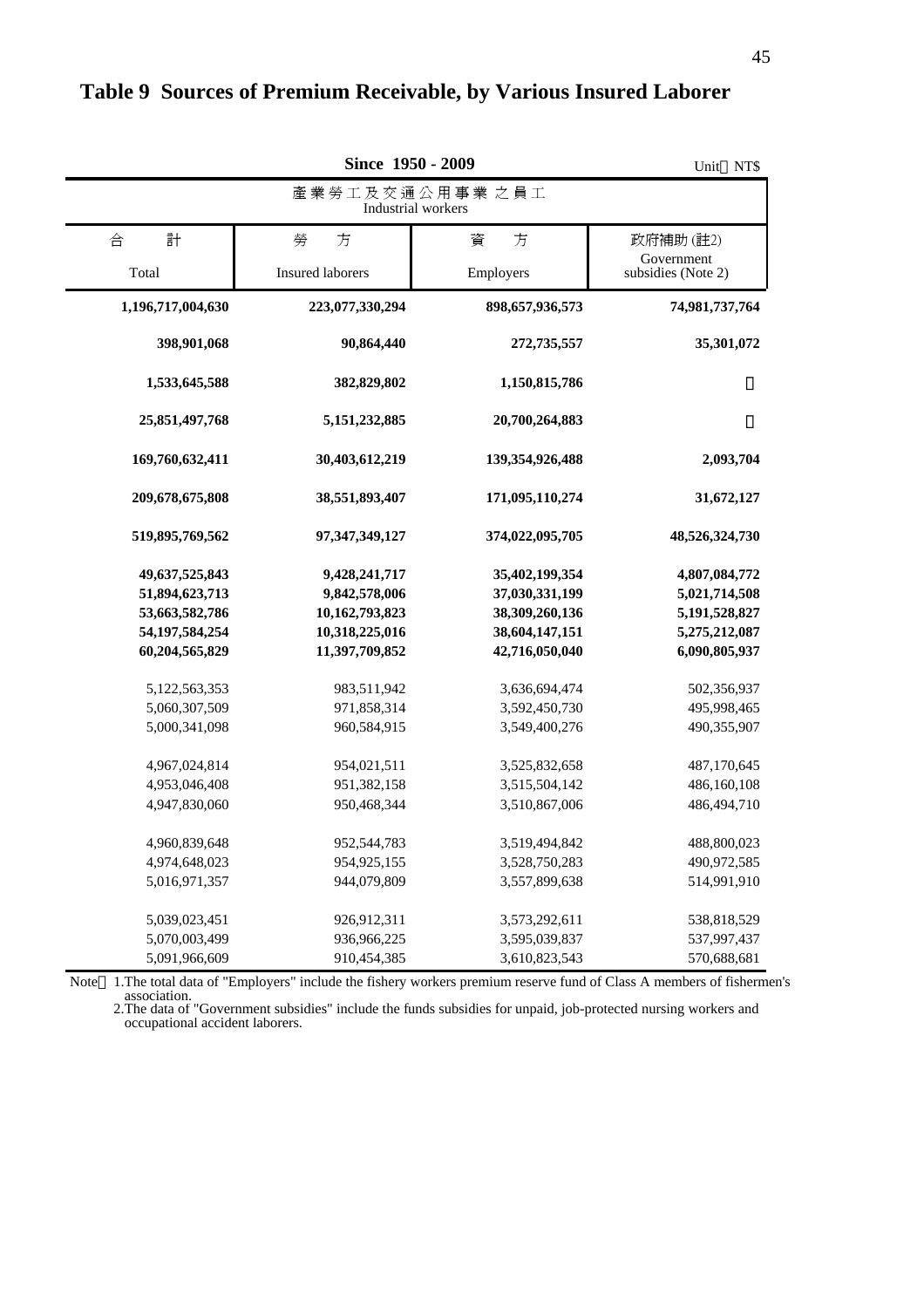# Table 9  Sources of Premium Receivable, by Various Insured Laborer

**Since 1950 - 2009**

Unit：NT$

| 產業勞工及交通公用事業之員工 Industrial workers | | | |
|---|---|---|---|
| 合計 Total | 勞方 Insured laborers | 資方 Employers | 政府補助 (註2) Government subsidies (Note 2) |
| **1,196,717,004,630** | **223,077,330,294** | **898,657,936,573** | **74,981,737,764** |
| **398,901,068** | **90,864,440** | **272,735,557** | **35,301,072** |
| **1,533,645,588** | **382,829,802** | **1,150,815,786** | － |
| **25,851,497,768** | **5,151,232,885** | **20,700,264,883** | － |
| **169,760,632,411** | **30,403,612,219** | **139,354,926,488** | **2,093,704** |
| **209,678,675,808** | **38,551,893,407** | **171,095,110,274** | **31,672,127** |
| **519,895,769,562** | **97,347,349,127** | **374,022,095,705** | **48,526,324,730** |
| **49,637,525,843** | **9,428,241,717** | **35,402,199,354** | **4,807,084,772** |
| **51,894,623,713** | **9,842,578,006** | **37,030,331,199** | **5,021,714,508** |
| **53,663,582,786** | **10,162,793,823** | **38,309,260,136** | **5,191,528,827** |
| **54,197,584,254** | **10,318,225,016** | **38,604,147,151** | **5,275,212,087** |
| **60,204,565,829** | **11,397,709,852** | **42,716,050,040** | **6,090,805,937** |
| 5,122,563,353 | 983,511,942 | 3,636,694,474 | 502,356,937 |
| 5,060,307,509 | 971,858,314 | 3,592,450,730 | 495,998,465 |
| 5,000,341,098 | 960,584,915 | 3,549,400,276 | 490,355,907 |
| 4,967,024,814 | 954,021,511 | 3,525,832,658 | 487,170,645 |
| 4,953,046,408 | 951,382,158 | 3,515,504,142 | 486,160,108 |
| 4,947,830,060 | 950,468,344 | 3,510,867,006 | 486,494,710 |
| 4,960,839,648 | 952,544,783 | 3,519,494,842 | 488,800,023 |
| 4,974,648,023 | 954,925,155 | 3,528,750,283 | 490,972,585 |
| 5,016,971,357 | 944,079,809 | 3,557,899,638 | 514,991,910 |
| 5,039,023,451 | 926,912,311 | 3,573,292,611 | 538,818,529 |
| 5,070,003,499 | 936,966,225 | 3,595,039,837 | 537,997,437 |
| 5,091,966,609 | 910,454,385 | 3,610,823,543 | 570,688,681 |

Note：1.The total data of "Employers" include the fishery workers premium reserve fund of Class A members of fishermen's association.
2.The data of "Government subsidies" include the funds subsidies for unpaid, job-protected nursing workers and occupational accident laborers.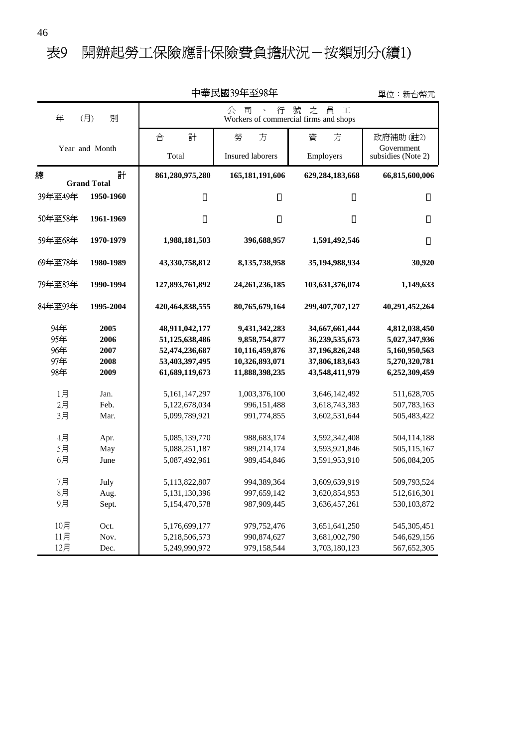# 表9 開辦起勞工保險應計保險費負擔狀況－按類別分(續1)

中華民國39年至98年

單位：新台幣元

| 年 (月) 別 Year and Month | | 公司、行號之員工 Workers of commercial firms and shops | | | |
|---|---|---|---|---|---|
| | | 合計 Total | 勞方 Insured laborers | 資方 Employers | 政府補助(註2) Government subsidies (Note 2) |
| **總計** | **Grand Total** | **861,280,975,280** | **165,181,191,606** | **629,284,183,668** | **66,815,600,006** |
| 39年至49年 | **1950-1960** | － | － | － | － |
| 50年至58年 | **1961-1969** | － | － | － | － |
| 59年至68年 | **1970-1979** | **1,988,181,503** | **396,688,957** | **1,591,492,546** | － |
| 69年至78年 | **1980-1989** | **43,330,758,812** | **8,135,738,958** | **35,194,988,934** | **30,920** |
| 79年至83年 | **1990-1994** | **127,893,761,892** | **24,261,236,185** | **103,631,376,074** | **1,149,633** |
| 84年至93年 | **1995-2004** | **420,464,838,555** | **80,765,679,164** | **299,407,707,127** | **40,291,452,264** |
| 94年 | **2005** | **48,911,042,177** | **9,431,342,283** | **34,667,661,444** | **4,812,038,450** |
| 95年 | **2006** | **51,125,638,486** | **9,858,754,877** | **36,239,535,673** | **5,027,347,936** |
| 96年 | **2007** | **52,474,236,687** | **10,116,459,876** | **37,196,826,248** | **5,160,950,563** |
| 97年 | **2008** | **53,403,397,495** | **10,326,893,071** | **37,806,183,643** | **5,270,320,781** |
| 98年 | **2009** | **61,689,119,673** | **11,888,398,235** | **43,548,411,979** | **6,252,309,459** |
| 1月 | Jan. | 5,161,147,297 | 1,003,376,100 | 3,646,142,492 | 511,628,705 |
| 2月 | Feb. | 5,122,678,034 | 996,151,488 | 3,618,743,383 | 507,783,163 |
| 3月 | Mar. | 5,099,789,921 | 991,774,855 | 3,602,531,644 | 505,483,422 |
| 4月 | Apr. | 5,085,139,770 | 988,683,174 | 3,592,342,408 | 504,114,188 |
| 5月 | May | 5,088,251,187 | 989,214,174 | 3,593,921,846 | 505,115,167 |
| 6月 | June | 5,087,492,961 | 989,454,846 | 3,591,953,910 | 506,084,205 |
| 7月 | July | 5,113,822,807 | 994,389,364 | 3,609,639,919 | 509,793,524 |
| 8月 | Aug. | 5,131,130,396 | 997,659,142 | 3,620,854,953 | 512,616,301 |
| 9月 | Sept. | 5,154,470,578 | 987,909,445 | 3,636,457,261 | 530,103,872 |
| 10月 | Oct. | 5,176,699,177 | 979,752,476 | 3,651,641,250 | 545,305,451 |
| 11月 | Nov. | 5,218,506,573 | 990,874,627 | 3,681,002,790 | 546,629,156 |
| 12月 | Dec. | 5,249,990,972 | 979,158,544 | 3,703,180,123 | 567,652,305 |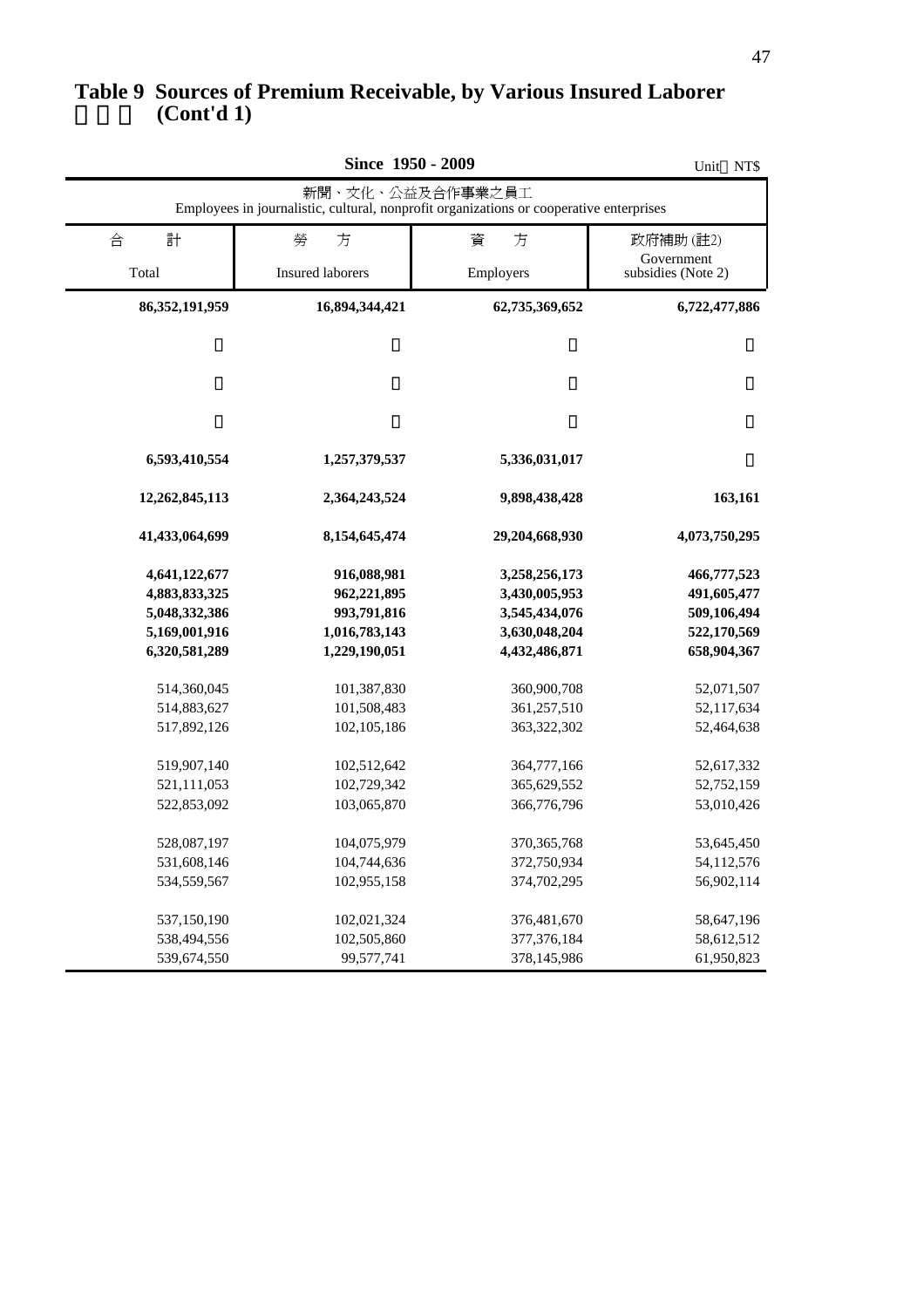# Table 9 Sources of Premium Receivable, by Various Insured Laborer (Cont'd 1)

**Since 1950 - 2009**

Unit NT$

| 新聞、文化、公益及合作事業之員工<br>Employees in journalistic, cultural, nonprofit organizations or cooperative enterprises | | | |
|---|---|---|---|
| 合 計<br>Total | 勞 方<br>Insured laborers | 資 方<br>Employers | 政府補助 (註2)<br>Government subsidies (Note 2) |
| **86,352,191,959** | **16,894,344,421** | **62,735,369,652** | **6,722,477,886** |
|  |  |  |  |
|  |  |  |  |
|  |  |  |  |
| **6,593,410,554** | **1,257,379,537** | **5,336,031,017** |  |
| **12,262,845,113** | **2,364,243,524** | **9,898,438,428** | **163,161** |
| **41,433,064,699** | **8,154,645,474** | **29,204,668,930** | **4,073,750,295** |
| **4,641,122,677** | **916,088,981** | **3,258,256,173** | **466,777,523** |
| **4,883,833,325** | **962,221,895** | **3,430,005,953** | **491,605,477** |
| **5,048,332,386** | **993,791,816** | **3,545,434,076** | **509,106,494** |
| **5,169,001,916** | **1,016,783,143** | **3,630,048,204** | **522,170,569** |
| **6,320,581,289** | **1,229,190,051** | **4,432,486,871** | **658,904,367** |
| 514,360,045 | 101,387,830 | 360,900,708 | 52,071,507 |
| 514,883,627 | 101,508,483 | 361,257,510 | 52,117,634 |
| 517,892,126 | 102,105,186 | 363,322,302 | 52,464,638 |
| 519,907,140 | 102,512,642 | 364,777,166 | 52,617,332 |
| 521,111,053 | 102,729,342 | 365,629,552 | 52,752,159 |
| 522,853,092 | 103,065,870 | 366,776,796 | 53,010,426 |
| 528,087,197 | 104,075,979 | 370,365,768 | 53,645,450 |
| 531,608,146 | 104,744,636 | 372,750,934 | 54,112,576 |
| 534,559,567 | 102,955,158 | 374,702,295 | 56,902,114 |
| 537,150,190 | 102,021,324 | 376,481,670 | 58,647,196 |
| 538,494,556 | 102,505,860 | 377,376,184 | 58,612,512 |
| 539,674,550 | 99,577,741 | 378,145,986 | 61,950,823 |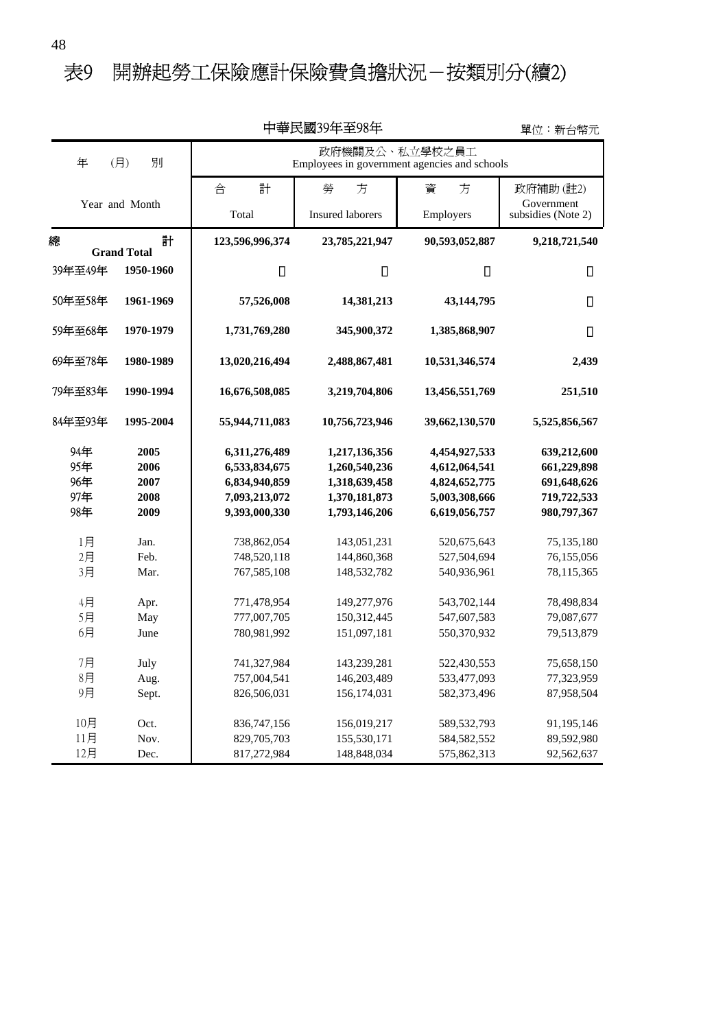# 表9　開辦起勞工保險應計保險費負擔狀況－按類別分(續2)

中華民國39年至98年

單位：新台幣元

| 年 (月) 別<br>Year and Month | | 政府機關及公、私立學校之員工<br>Employees in government agencies and schools | | | |
|---|---|---|---|---|---|
| | | 合　計<br>Total | 勞　方<br>Insured laborers | 資　方<br>Employers | 政府補助 (註2)<br>Government subsidies (Note 2) |
| **總　計** | **Grand Total** | **123,596,996,374** | **23,785,221,947** | **90,593,052,887** | **9,218,721,540** |
| 39年至49年 | **1950-1960** | － | － | － | － |
| 50年至58年 | **1961-1969** | **57,526,008** | **14,381,213** | **43,144,795** | － |
| 59年至68年 | **1970-1979** | **1,731,769,280** | **345,900,372** | **1,385,868,907** | － |
| 69年至78年 | **1980-1989** | **13,020,216,494** | **2,488,867,481** | **10,531,346,574** | **2,439** |
| 79年至83年 | **1990-1994** | **16,676,508,085** | **3,219,704,806** | **13,456,551,769** | **251,510** |
| 84年至93年 | **1995-2004** | **55,944,711,083** | **10,756,723,946** | **39,662,130,570** | **5,525,856,567** |
| 94年 | **2005** | **6,311,276,489** | **1,217,136,356** | **4,454,927,533** | **639,212,600** |
| 95年 | **2006** | **6,533,834,675** | **1,260,540,236** | **4,612,064,541** | **661,229,898** |
| 96年 | **2007** | **6,834,940,859** | **1,318,639,458** | **4,824,652,775** | **691,648,626** |
| 97年 | **2008** | **7,093,213,072** | **1,370,181,873** | **5,003,308,666** | **719,722,533** |
| 98年 | **2009** | **9,393,000,330** | **1,793,146,206** | **6,619,056,757** | **980,797,367** |
| 1月 | Jan. | 738,862,054 | 143,051,231 | 520,675,643 | 75,135,180 |
| 2月 | Feb. | 748,520,118 | 144,860,368 | 527,504,694 | 76,155,056 |
| 3月 | Mar. | 767,585,108 | 148,532,782 | 540,936,961 | 78,115,365 |
| 4月 | Apr. | 771,478,954 | 149,277,976 | 543,702,144 | 78,498,834 |
| 5月 | May | 777,007,705 | 150,312,445 | 547,607,583 | 79,087,677 |
| 6月 | June | 780,981,992 | 151,097,181 | 550,370,932 | 79,513,879 |
| 7月 | July | 741,327,984 | 143,239,281 | 522,430,553 | 75,658,150 |
| 8月 | Aug. | 757,004,541 | 146,203,489 | 533,477,093 | 77,323,959 |
| 9月 | Sept. | 826,506,031 | 156,174,031 | 582,373,496 | 87,958,504 |
| 10月 | Oct. | 836,747,156 | 156,019,217 | 589,532,793 | 91,195,146 |
| 11月 | Nov. | 829,705,703 | 155,530,171 | 584,582,552 | 89,592,980 |
| 12月 | Dec. | 817,272,984 | 148,848,034 | 575,862,313 | 92,562,637 |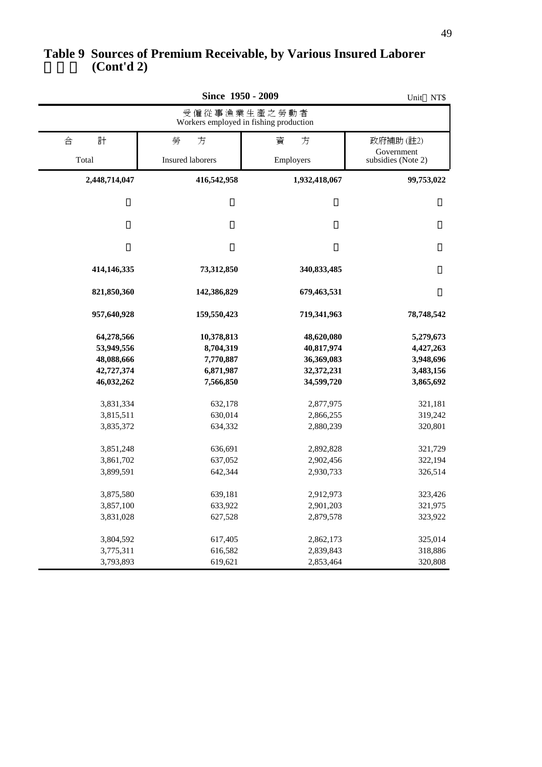# Table 9 Sources of Premium Receivable, by Various Insured Laborer (Cont'd 2)

**Since 1950 - 2009**

Unit：NT$

| 受僱從事漁業生產之勞動者 Workers employed in fishing production | | | |
|---|---|---|---|
| 合計 Total | 勞方 Insured laborers | 資方 Employers | 政府補助 (註2) Government subsidies (Note 2) |
| **2,448,714,047** | **416,542,958** | **1,932,418,067** | **99,753,022** |
| － | － | － | － |
| － | － | － | － |
| － | － | － | － |
| **414,146,335** | **73,312,850** | **340,833,485** | － |
| **821,850,360** | **142,386,829** | **679,463,531** | － |
| **957,640,928** | **159,550,423** | **719,341,963** | **78,748,542** |
| **64,278,566** | **10,378,813** | **48,620,080** | **5,279,673** |
| **53,949,556** | **8,704,319** | **40,817,974** | **4,427,263** |
| **48,088,666** | **7,770,887** | **36,369,083** | **3,948,696** |
| **42,727,374** | **6,871,987** | **32,372,231** | **3,483,156** |
| **46,032,262** | **7,566,850** | **34,599,720** | **3,865,692** |
| 3,831,334 | 632,178 | 2,877,975 | 321,181 |
| 3,815,511 | 630,014 | 2,866,255 | 319,242 |
| 3,835,372 | 634,332 | 2,880,239 | 320,801 |
| 3,851,248 | 636,691 | 2,892,828 | 321,729 |
| 3,861,702 | 637,052 | 2,902,456 | 322,194 |
| 3,899,591 | 642,344 | 2,930,733 | 326,514 |
| 3,875,580 | 639,181 | 2,912,973 | 323,426 |
| 3,857,100 | 633,922 | 2,901,203 | 321,975 |
| 3,831,028 | 627,528 | 2,879,578 | 323,922 |
| 3,804,592 | 617,405 | 2,862,173 | 325,014 |
| 3,775,311 | 616,582 | 2,839,843 | 318,886 |
| 3,793,893 | 619,621 | 2,853,464 | 320,808 |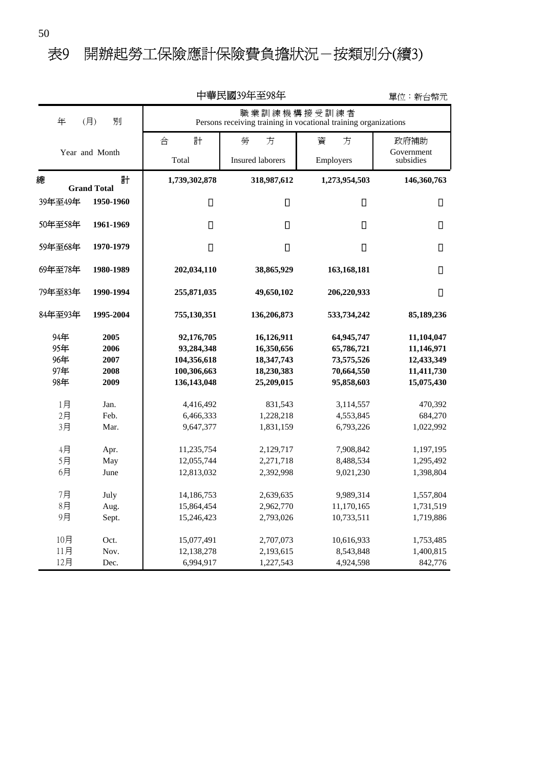# 表9　開辦起勞工保險應計保險費負擔狀況－按類別分(續3)

中華民國39年至98年

單位：新台幣元

| 年　(月)　別 Year and Month | | 職業訓練機構接受訓練者 Persons receiving training in vocational training organizations | | | |
|---|---|---|---|---|---|
| | | 合　計 Total | 勞　方 Insured laborers | 資　方 Employers | 政府補助 Government subsidies |
| 總　計 | Grand Total | **1,739,302,878** | **318,987,612** | **1,273,954,503** | **146,360,763** |
| 39年至49年 | **1950-1960** | － | － | － | － |
| 50年至58年 | **1961-1969** | － | － | － | － |
| 59年至68年 | **1970-1979** | － | － | － | － |
| 69年至78年 | **1980-1989** | **202,034,110** | **38,865,929** | **163,168,181** | － |
| 79年至83年 | **1990-1994** | **255,871,035** | **49,650,102** | **206,220,933** | － |
| 84年至93年 | **1995-2004** | **755,130,351** | **136,206,873** | **533,734,242** | **85,189,236** |
| 94年 | **2005** | **92,176,705** | **16,126,911** | **64,945,747** | **11,104,047** |
| 95年 | **2006** | **93,284,348** | **16,350,656** | **65,786,721** | **11,146,971** |
| 96年 | **2007** | **104,356,618** | **18,347,743** | **73,575,526** | **12,433,349** |
| 97年 | **2008** | **100,306,663** | **18,230,383** | **70,664,550** | **11,411,730** |
| 98年 | **2009** | **136,143,048** | **25,209,015** | **95,858,603** | **15,075,430** |
| 1月 | Jan. | 4,416,492 | 831,543 | 3,114,557 | 470,392 |
| 2月 | Feb. | 6,466,333 | 1,228,218 | 4,553,845 | 684,270 |
| 3月 | Mar. | 9,647,377 | 1,831,159 | 6,793,226 | 1,022,992 |
| 4月 | Apr. | 11,235,754 | 2,129,717 | 7,908,842 | 1,197,195 |
| 5月 | May | 12,055,744 | 2,271,718 | 8,488,534 | 1,295,492 |
| 6月 | June | 12,813,032 | 2,392,998 | 9,021,230 | 1,398,804 |
| 7月 | July | 14,186,753 | 2,639,635 | 9,989,314 | 1,557,804 |
| 8月 | Aug. | 15,864,454 | 2,962,770 | 11,170,165 | 1,731,519 |
| 9月 | Sept. | 15,246,423 | 2,793,026 | 10,733,511 | 1,719,886 |
| 10月 | Oct. | 15,077,491 | 2,707,073 | 10,616,933 | 1,753,485 |
| 11月 | Nov. | 12,138,278 | 2,193,615 | 8,543,848 | 1,400,815 |
| 12月 | Dec. | 6,994,917 | 1,227,543 | 4,924,598 | 842,776 |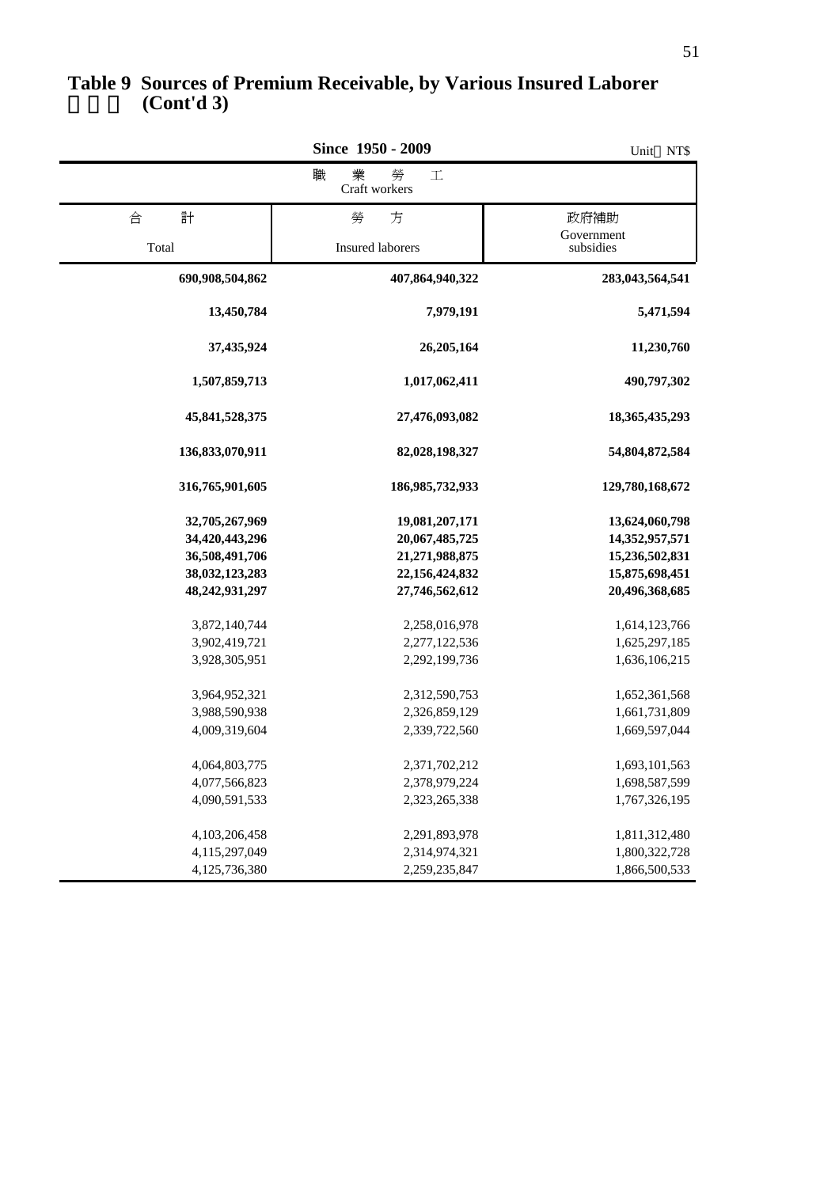# Table 9 Sources of Premium Receivable, by Various Insured Laborer (Cont'd 3)

Since 1950 - 2009

Unit：NT$

| 職　業　勞　工 Craft workers | | |
|---|---|---|
| 合　計 Total | 勞　方 Insured laborers | 政府補助 Government subsidies |
| **690,908,504,862** | **407,864,940,322** | **283,043,564,541** |
| **13,450,784** | **7,979,191** | **5,471,594** |
| **37,435,924** | **26,205,164** | **11,230,760** |
| **1,507,859,713** | **1,017,062,411** | **490,797,302** |
| **45,841,528,375** | **27,476,093,082** | **18,365,435,293** |
| **136,833,070,911** | **82,028,198,327** | **54,804,872,584** |
| **316,765,901,605** | **186,985,732,933** | **129,780,168,672** |
| **32,705,267,969** | **19,081,207,171** | **13,624,060,798** |
| **34,420,443,296** | **20,067,485,725** | **14,352,957,571** |
| **36,508,491,706** | **21,271,988,875** | **15,236,502,831** |
| **38,032,123,283** | **22,156,424,832** | **15,875,698,451** |
| **48,242,931,297** | **27,746,562,612** | **20,496,368,685** |
| 3,872,140,744 | 2,258,016,978 | 1,614,123,766 |
| 3,902,419,721 | 2,277,122,536 | 1,625,297,185 |
| 3,928,305,951 | 2,292,199,736 | 1,636,106,215 |
| 3,964,952,321 | 2,312,590,753 | 1,652,361,568 |
| 3,988,590,938 | 2,326,859,129 | 1,661,731,809 |
| 4,009,319,604 | 2,339,722,560 | 1,669,597,044 |
| 4,064,803,775 | 2,371,702,212 | 1,693,101,563 |
| 4,077,566,823 | 2,378,979,224 | 1,698,587,599 |
| 4,090,591,533 | 2,323,265,338 | 1,767,326,195 |
| 4,103,206,458 | 2,291,893,978 | 1,811,312,480 |
| 4,115,297,049 | 2,314,974,321 | 1,800,322,728 |
| 4,125,736,380 | 2,259,235,847 | 1,866,500,533 |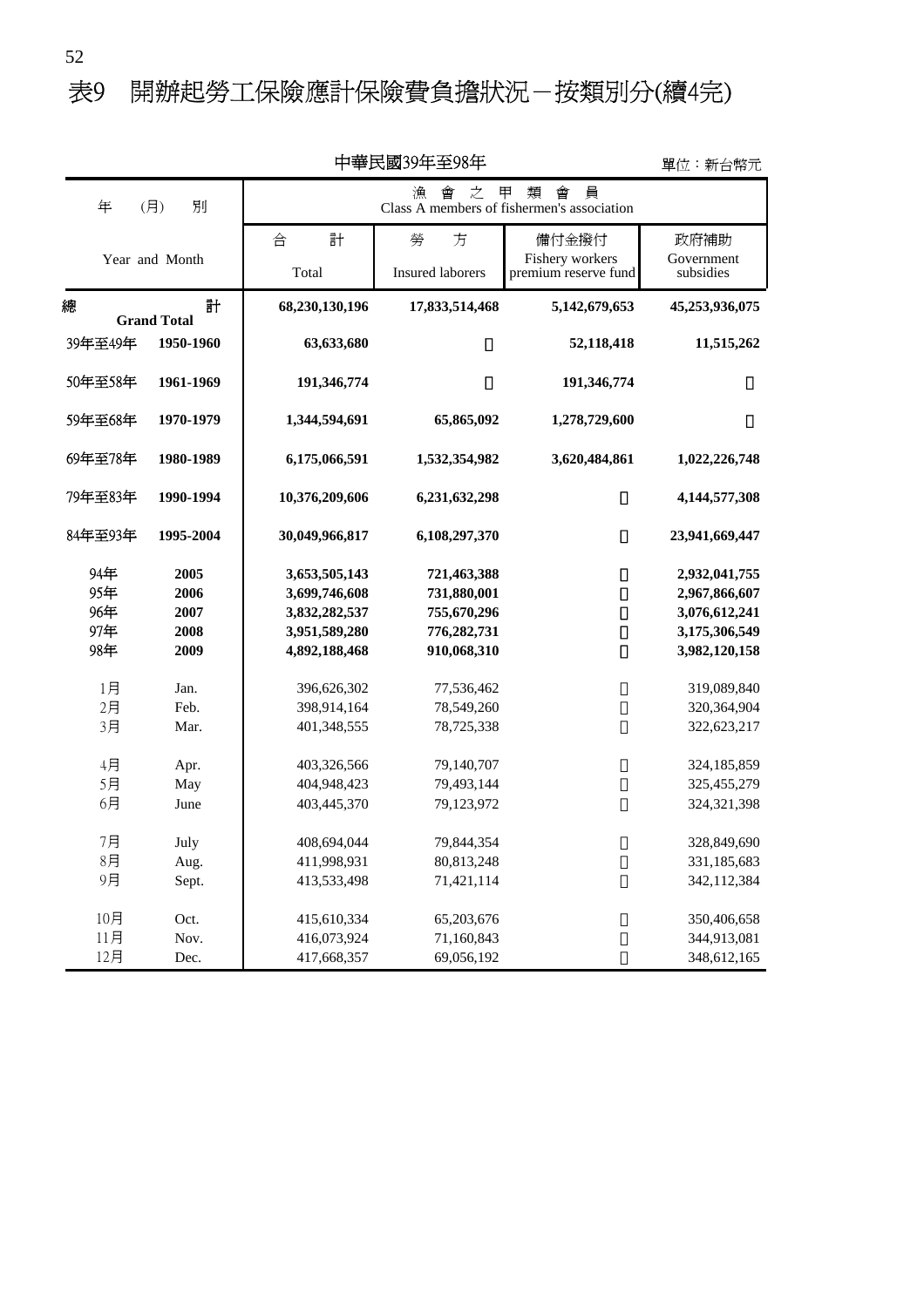# 表9　開辦起勞工保險應計保險費負擔狀況－按類別分(續4完)

中華民國39年至98年　　　　單位：新台幣元

| 年 (月) 別 Year and Month | | 漁會之甲類會員 Class A members of fishermen's association | | | |
|---|---|---|---|---|---|
| | | 合計 Total | 勞方 Insured laborers | 備付金撥付 Fishery workers premium reserve fund | 政府補助 Government subsidies |
| 總計 | Grand Total | 68,230,130,196 | 17,833,514,468 | 5,142,679,653 | 45,253,936,075 |
| 39年至49年 | 1950-1960 | 63,633,680 | － | 52,118,418 | 11,515,262 |
| 50年至58年 | 1961-1969 | 191,346,774 | － | 191,346,774 | － |
| 59年至68年 | 1970-1979 | 1,344,594,691 | 65,865,092 | 1,278,729,600 | － |
| 69年至78年 | 1980-1989 | 6,175,066,591 | 1,532,354,982 | 3,620,484,861 | 1,022,226,748 |
| 79年至83年 | 1990-1994 | 10,376,209,606 | 6,231,632,298 | － | 4,144,577,308 |
| 84年至93年 | 1995-2004 | 30,049,966,817 | 6,108,297,370 | － | 23,941,669,447 |
| 94年 | 2005 | 3,653,505,143 | 721,463,388 | － | 2,932,041,755 |
| 95年 | 2006 | 3,699,746,608 | 731,880,001 | － | 2,967,866,607 |
| 96年 | 2007 | 3,832,282,537 | 755,670,296 | － | 3,076,612,241 |
| 97年 | 2008 | 3,951,589,280 | 776,282,731 | － | 3,175,306,549 |
| 98年 | 2009 | 4,892,188,468 | 910,068,310 | － | 3,982,120,158 |
| 1月 | Jan. | 396,626,302 | 77,536,462 | － | 319,089,840 |
| 2月 | Feb. | 398,914,164 | 78,549,260 | － | 320,364,904 |
| 3月 | Mar. | 401,348,555 | 78,725,338 | － | 322,623,217 |
| 4月 | Apr. | 403,326,566 | 79,140,707 | － | 324,185,859 |
| 5月 | May | 404,948,423 | 79,493,144 | － | 325,455,279 |
| 6月 | June | 403,445,370 | 79,123,972 | － | 324,321,398 |
| 7月 | July | 408,694,044 | 79,844,354 | － | 328,849,690 |
| 8月 | Aug. | 411,998,931 | 80,813,248 | － | 331,185,683 |
| 9月 | Sept. | 413,533,498 | 71,421,114 | － | 342,112,384 |
| 10月 | Oct. | 415,610,334 | 65,203,676 | － | 350,406,658 |
| 11月 | Nov. | 416,073,924 | 71,160,843 | － | 344,913,081 |
| 12月 | Dec. | 417,668,357 | 69,056,192 | － | 348,612,165 |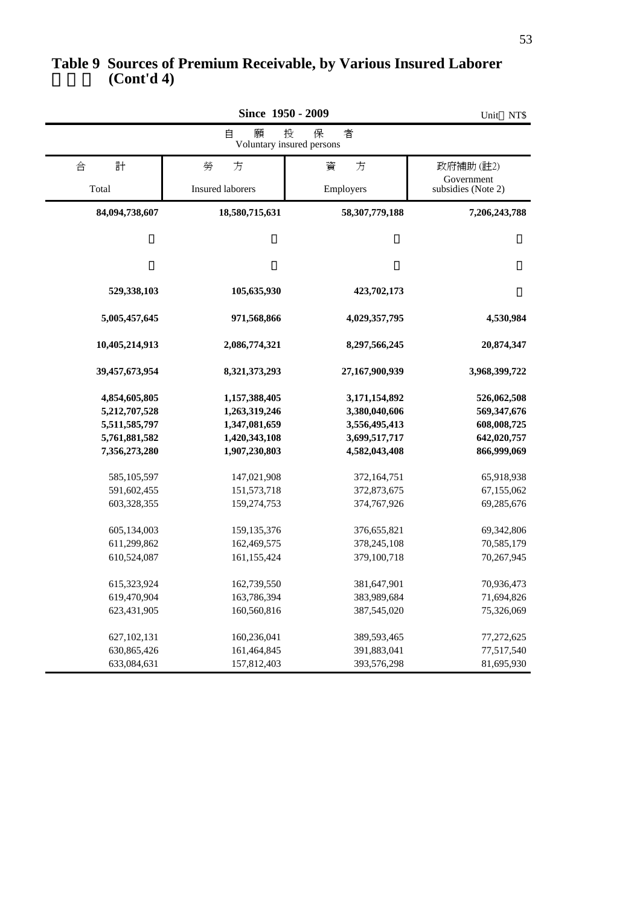# Table 9 Sources of Premium Receivable, by Various Insured Laborer (Cont'd 4)

**Since 1950 - 2009**

Unit NT$

| 自願投保者 Voluntary insured persons | | | |
|---|---|---|---|
| 合計 Total | 勞方 Insured laborers | 資方 Employers | 政府補助 (註2) Government subsidies (Note 2) |
| **84,094,738,607** | **18,580,715,631** | **58,307,779,188** | **7,206,243,788** |
| | | | |
| | | | |
| **529,338,103** | **105,635,930** | **423,702,173** | |
| **5,005,457,645** | **971,568,866** | **4,029,357,795** | **4,530,984** |
| **10,405,214,913** | **2,086,774,321** | **8,297,566,245** | **20,874,347** |
| **39,457,673,954** | **8,321,373,293** | **27,167,900,939** | **3,968,399,722** |
| **4,854,605,805** | **1,157,388,405** | **3,171,154,892** | **526,062,508** |
| **5,212,707,528** | **1,263,319,246** | **3,380,040,606** | **569,347,676** |
| **5,511,585,797** | **1,347,081,659** | **3,556,495,413** | **608,008,725** |
| **5,761,881,582** | **1,420,343,108** | **3,699,517,717** | **642,020,757** |
| **7,356,273,280** | **1,907,230,803** | **4,582,043,408** | **866,999,069** |
| 585,105,597 | 147,021,908 | 372,164,751 | 65,918,938 |
| 591,602,455 | 151,573,718 | 372,873,675 | 67,155,062 |
| 603,328,355 | 159,274,753 | 374,767,926 | 69,285,676 |
| 605,134,003 | 159,135,376 | 376,655,821 | 69,342,806 |
| 611,299,862 | 162,469,575 | 378,245,108 | 70,585,179 |
| 610,524,087 | 161,155,424 | 379,100,718 | 70,267,945 |
| 615,323,924 | 162,739,550 | 381,647,901 | 70,936,473 |
| 619,470,904 | 163,786,394 | 383,989,684 | 71,694,826 |
| 623,431,905 | 160,560,816 | 387,545,020 | 75,326,069 |
| 627,102,131 | 160,236,041 | 389,593,465 | 77,272,625 |
| 630,865,426 | 161,464,845 | 391,883,041 | 77,517,540 |
| 633,084,631 | 157,812,403 | 393,576,298 | 81,695,930 |